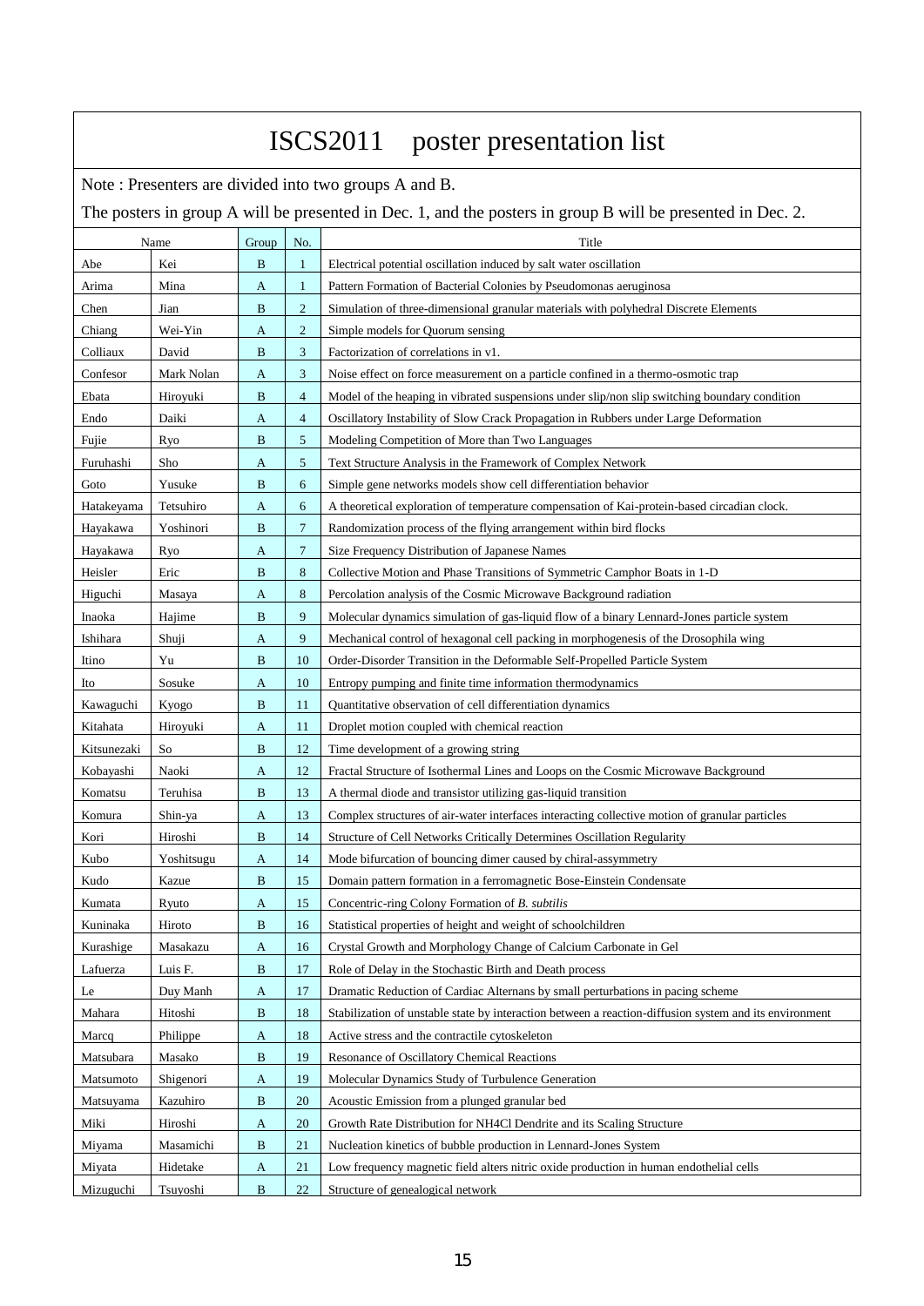# ISCS2011　poster presentation list

Note : Presenters are divided into two groups A and B.

The posters in group A will be presented in Dec. 1, and the posters in group B will be presented in Dec. 2.

| Name | | Group | No. | Title |
|---|---|---|---|---|
| Abe | Kei | B | 1 | Electrical potential oscillation induced by salt water oscillation |
| Arima | Mina | A | 1 | Pattern Formation of Bacterial Colonies by Pseudomonas aeruginosa |
| Chen | Jian | B | 2 | Simulation of three-dimensional granular materials with polyhedral Discrete Elements |
| Chiang | Wei-Yin | A | 2 | Simple models for Quorum sensing |
| Colliaux | David | B | 3 | Factorization of correlations in v1. |
| Confesor | Mark Nolan | A | 3 | Noise effect on force measurement on a particle confined in a thermo-osmotic trap |
| Ebata | Hiroyuki | B | 4 | Model of the heaping in vibrated suspensions under slip/non slip switching boundary condition |
| Endo | Daiki | A | 4 | Oscillatory Instability of Slow Crack Propagation in Rubbers under Large Deformation |
| Fujie | Ryo | B | 5 | Modeling Competition of More than Two Languages |
| Furuhashi | Sho | A | 5 | Text Structure Analysis in the Framework of Complex Network |
| Goto | Yusuke | B | 6 | Simple gene networks models show cell differentiation behavior |
| Hatakeyama | Tetsuhiro | A | 6 | A theoretical exploration of temperature compensation of Kai-protein-based circadian clock. |
| Hayakawa | Yoshinori | B | 7 | Randomization process of the flying arrangement within bird flocks |
| Hayakawa | Ryo | A | 7 | Size Frequency Distribution of Japanese Names |
| Heisler | Eric | B | 8 | Collective Motion and Phase Transitions of Symmetric Camphor Boats in 1-D |
| Higuchi | Masaya | A | 8 | Percolation analysis of the Cosmic Microwave Background radiation |
| Inaoka | Hajime | B | 9 | Molecular dynamics simulation of gas-liquid flow of a binary Lennard-Jones particle system |
| Ishihara | Shuji | A | 9 | Mechanical control of hexagonal cell packing in morphogenesis of the Drosophila wing |
| Itino | Yu | B | 10 | Order-Disorder Transition in the Deformable Self-Propelled Particle System |
| Ito | Sosuke | A | 10 | Entropy pumping and finite time information thermodynamics |
| Kawaguchi | Kyogo | B | 11 | Quantitative observation of cell differentiation dynamics |
| Kitahata | Hiroyuki | A | 11 | Droplet motion coupled with chemical reaction |
| Kitsunezaki | So | B | 12 | Time development of a growing string |
| Kobayashi | Naoki | A | 12 | Fractal Structure of Isothermal Lines and Loops on the Cosmic Microwave Background |
| Komatsu | Teruhisa | B | 13 | A thermal diode and transistor utilizing gas-liquid transition |
| Komura | Shin-ya | A | 13 | Complex structures of air-water interfaces interacting collective motion of granular particles |
| Kori | Hiroshi | B | 14 | Structure of Cell Networks Critically Determines Oscillation Regularity |
| Kubo | Yoshitsugu | A | 14 | Mode bifurcation of bouncing dimer caused by chiral-assymmetry |
| Kudo | Kazue | B | 15 | Domain pattern formation in a ferromagnetic Bose-Einstein Condensate |
| Kumata | Ryuto | A | 15 | Concentric-ring Colony Formation of *B. subtilis* |
| Kuninaka | Hiroto | B | 16 | Statistical properties of height and weight of schoolchildren |
| Kurashige | Masakazu | A | 16 | Crystal Growth and Morphology Change of Calcium Carbonate in Gel |
| Lafuerza | Luis F. | B | 17 | Role of Delay in the Stochastic Birth and Death process |
| Le | Duy Manh | A | 17 | Dramatic Reduction of Cardiac Alternans by small perturbations in pacing scheme |
| Mahara | Hitoshi | B | 18 | Stabilization of unstable state by interaction between a reaction-diffusion system and its environment |
| Marcq | Philippe | A | 18 | Active stress and the contractile cytoskeleton |
| Matsubara | Masako | B | 19 | Resonance of Oscillatory Chemical Reactions |
| Matsumoto | Shigenori | A | 19 | Molecular Dynamics Study of Turbulence Generation |
| Matsuyama | Kazuhiro | B | 20 | Acoustic Emission from a plunged granular bed |
| Miki | Hiroshi | A | 20 | Growth Rate Distribution for $NH_4Cl$ Dendrite and its Scaling Structure |
| Miyama | Masamichi | B | 21 | Nucleation kinetics of bubble production in Lennard-Jones System |
| Miyata | Hidetake | A | 21 | Low frequency magnetic field alters nitric oxide production in human endothelial cells |
| Mizuguchi | Tsuyoshi | B | 22 | Structure of genealogical network |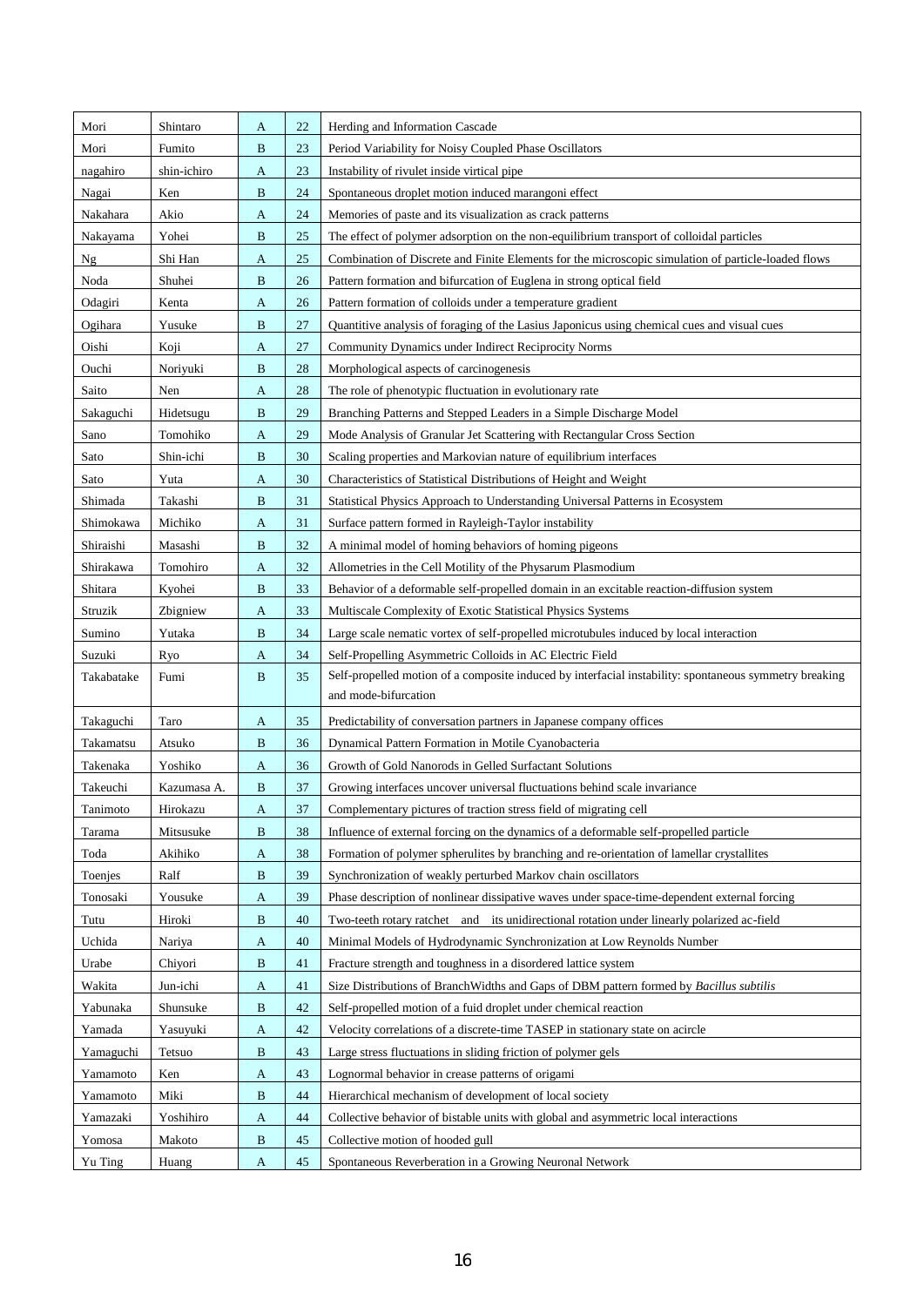| | | | | |
|---|---|---|---|---|
| Mori | Shintaro | A | 22 | Herding and Information Cascade |
| Mori | Fumito | B | 23 | Period Variability for Noisy Coupled Phase Oscillators |
| nagahiro | shin-ichiro | A | 23 | Instability of rivulet inside virtical pipe |
| Nagai | Ken | B | 24 | Spontaneous droplet motion induced marangoni effect |
| Nakahara | Akio | A | 24 | Memories of paste and its visualization as crack patterns |
| Nakayama | Yohei | B | 25 | The effect of polymer adsorption on the non-equilibrium transport of colloidal particles |
| Ng | Shi Han | A | 25 | Combination of Discrete and Finite Elements for the microscopic simulation of particle-loaded flows |
| Noda | Shuhei | B | 26 | Pattern formation and bifurcation of Euglena in strong optical field |
| Odagiri | Kenta | A | 26 | Pattern formation of colloids under a temperature gradient |
| Ogihara | Yusuke | B | 27 | Quantitive analysis of foraging of the Lasius Japonicus using chemical cues and visual cues |
| Oishi | Koji | A | 27 | Community Dynamics under Indirect Reciprocity Norms |
| Ouchi | Noriyuki | B | 28 | Morphological aspects of carcinogenesis |
| Saito | Nen | A | 28 | The role of phenotypic fluctuation in evolutionary rate |
| Sakaguchi | Hidetsugu | B | 29 | Branching Patterns and Stepped Leaders in a Simple Discharge Model |
| Sano | Tomohiko | A | 29 | Mode Analysis of Granular Jet Scattering with Rectangular Cross Section |
| Sato | Shin-ichi | B | 30 | Scaling properties and Markovian nature of equilibrium interfaces |
| Sato | Yuta | A | 30 | Characteristics of Statistical Distributions of Height and Weight |
| Shimada | Takashi | B | 31 | Statistical Physics Approach to Understanding Universal Patterns in Ecosystem |
| Shimokawa | Michiko | A | 31 | Surface pattern formed in Rayleigh-Taylor instability |
| Shiraishi | Masashi | B | 32 | A minimal model of homing behaviors of homing pigeons |
| Shirakawa | Tomohiro | A | 32 | Allometries in the Cell Motility of the Physarum Plasmodium |
| Shitara | Kyohei | B | 33 | Behavior of a deformable self-propelled domain in an excitable reaction-diffusion system |
| Struzik | Zbigniew | A | 33 | Multiscale Complexity of Exotic Statistical Physics Systems |
| Sumino | Yutaka | B | 34 | Large scale nematic vortex of self-propelled microtubules induced by local interaction |
| Suzuki | Ryo | A | 34 | Self-Propelling Asymmetric Colloids in AC Electric Field |
| Takabatake | Fumi | B | 35 | Self-propelled motion of a composite induced by interfacial instability: spontaneous symmetry breaking and mode-bifurcation |
| Takaguchi | Taro | A | 35 | Predictability of conversation partners in Japanese company offices |
| Takamatsu | Atsuko | B | 36 | Dynamical Pattern Formation in Motile Cyanobacteria |
| Takenaka | Yoshiko | A | 36 | Growth of Gold Nanorods in Gelled Surfactant Solutions |
| Takeuchi | Kazumasa A. | B | 37 | Growing interfaces uncover universal fluctuations behind scale invariance |
| Tanimoto | Hirokazu | A | 37 | Complementary pictures of traction stress field of migrating cell |
| Tarama | Mitsusuke | B | 38 | Influence of external forcing on the dynamics of a deformable self-propelled particle |
| Toda | Akihiko | A | 38 | Formation of polymer spherulites by branching and re-orientation of lamellar crystallites |
| Toenjes | Ralf | B | 39 | Synchronization of weakly perturbed Markov chain oscillators |
| Tonosaki | Yousuke | A | 39 | Phase description of nonlinear dissipative waves under space-time-dependent external forcing |
| Tutu | Hiroki | B | 40 | Two-teeth rotary ratchet and its unidirectional rotation under linearly polarized ac-field |
| Uchida | Nariya | A | 40 | Minimal Models of Hydrodynamic Synchronization at Low Reynolds Number |
| Urabe | Chiyori | B | 41 | Fracture strength and toughness in a disordered lattice system |
| Wakita | Jun-ichi | A | 41 | Size Distributions of BranchWidths and Gaps of DBM pattern formed by *Bacillus subtilis* |
| Yabunaka | Shunsuke | B | 42 | Self-propelled motion of a fuid droplet under chemical reaction |
| Yamada | Yasuyuki | A | 42 | Velocity correlations of a discrete-time TASEP in stationary state on acircle |
| Yamaguchi | Tetsuo | B | 43 | Large stress fluctuations in sliding friction of polymer gels |
| Yamamoto | Ken | A | 43 | Lognormal behavior in crease patterns of origami |
| Yamamoto | Miki | B | 44 | Hierarchical mechanism of development of local society |
| Yamazaki | Yoshihiro | A | 44 | Collective behavior of bistable units with global and asymmetric local interactions |
| Yomosa | Makoto | B | 45 | Collective motion of hooded gull |
| Yu Ting | Huang | A | 45 | Spontaneous Reverberation in a Growing Neuronal Network |